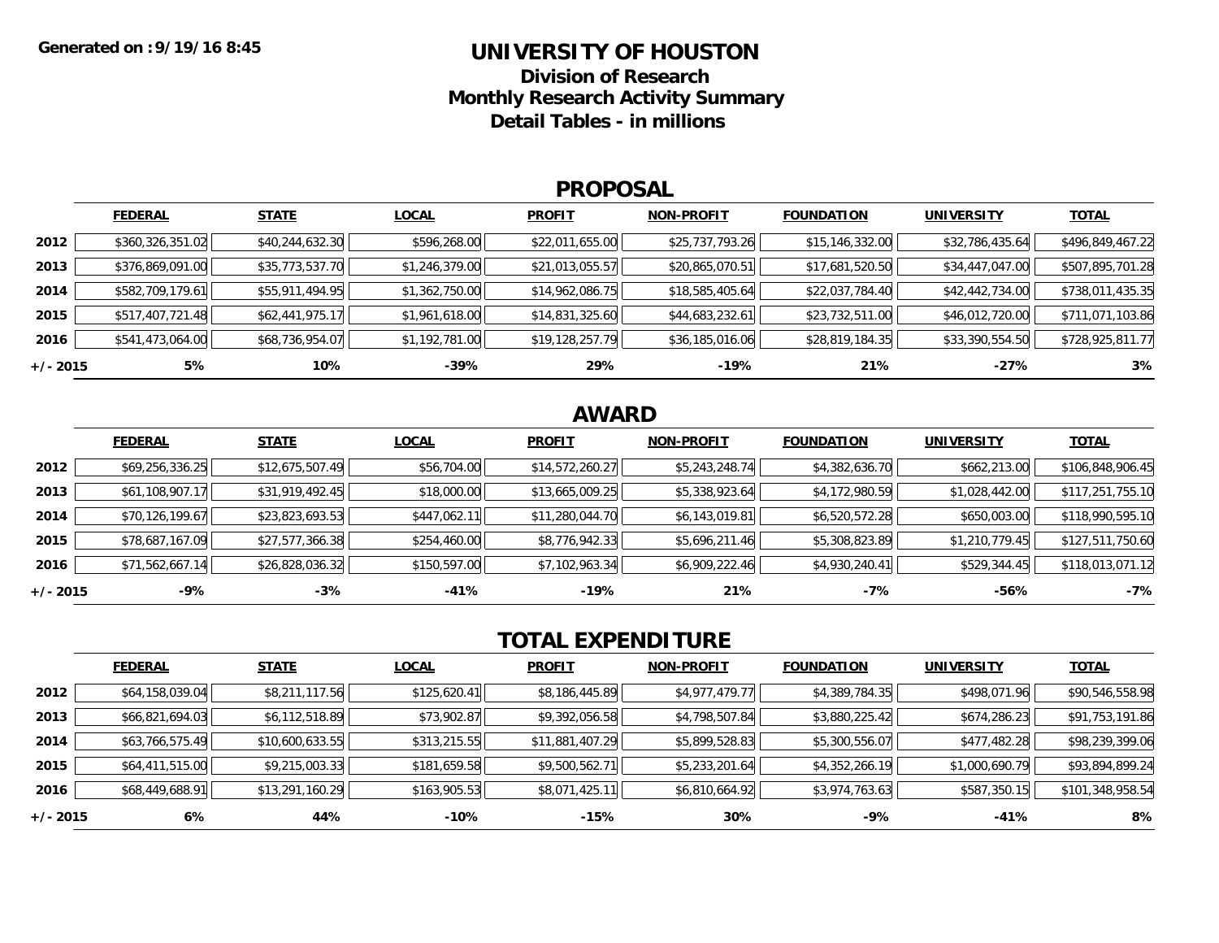**Generated on :9/19/16 8:45**

# UNIVERSITY OF HOUSTON

## Division of Research
## Monthly Research Activity Summary
## Detail Tables - in millions

### PROPOSAL

| | FEDERAL | STATE | LOCAL | PROFIT | NON-PROFIT | FOUNDATION | UNIVERSITY | TOTAL |
|---|---|---|---|---|---|---|---|---|
| **2012** | $360,326,351.02 | $40,244,632.30 | $596,268.00 | $22,011,655.00 | $25,737,793.26 | $15,146,332.00 | $32,786,435.64 | $496,849,467.22 |
| **2013** | $376,869,091.00 | $35,773,537.70 | $1,246,379.00 | $21,013,055.57 | $20,865,070.51 | $17,681,520.50 | $34,447,047.00 | $507,895,701.28 |
| **2014** | $582,709,179.61 | $55,911,494.95 | $1,362,750.00 | $14,962,086.75 | $18,585,405.64 | $22,037,784.40 | $42,442,734.00 | $738,011,435.35 |
| **2015** | $517,407,721.48 | $62,441,975.17 | $1,961,618.00 | $14,831,325.60 | $44,683,232.61 | $23,732,511.00 | $46,012,720.00 | $711,071,103.86 |
| **2016** | $541,473,064.00 | $68,736,954.07 | $1,192,781.00 | $19,128,257.79 | $36,185,016.06 | $28,819,184.35 | $33,390,554.50 | $728,925,811.77 |
| **+/- 2015** | **5%** | **10%** | **-39%** | **29%** | **-19%** | **21%** | **-27%** | **3%** |

### AWARD

| | FEDERAL | STATE | LOCAL | PROFIT | NON-PROFIT | FOUNDATION | UNIVERSITY | TOTAL |
|---|---|---|---|---|---|---|---|---|
| **2012** | $69,256,336.25 | $12,675,507.49 | $56,704.00 | $14,572,260.27 | $5,243,248.74 | $4,382,636.70 | $662,213.00 | $106,848,906.45 |
| **2013** | $61,108,907.17 | $31,919,492.45 | $18,000.00 | $13,665,009.25 | $5,338,923.64 | $4,172,980.59 | $1,028,442.00 | $117,251,755.10 |
| **2014** | $70,126,199.67 | $23,823,693.53 | $447,062.11 | $11,280,044.70 | $6,143,019.81 | $6,520,572.28 | $650,003.00 | $118,990,595.10 |
| **2015** | $78,687,167.09 | $27,577,366.38 | $254,460.00 | $8,776,942.33 | $5,696,211.46 | $5,308,823.89 | $1,210,779.45 | $127,511,750.60 |
| **2016** | $71,562,667.14 | $26,828,036.32 | $150,597.00 | $7,102,963.34 | $6,909,222.46 | $4,930,240.41 | $529,344.45 | $118,013,071.12 |
| **+/- 2015** | **-9%** | **-3%** | **-41%** | **-19%** | **21%** | **-7%** | **-56%** | **-7%** |

### TOTAL EXPENDITURE

| | FEDERAL | STATE | LOCAL | PROFIT | NON-PROFIT | FOUNDATION | UNIVERSITY | TOTAL |
|---|---|---|---|---|---|---|---|---|
| **2012** | $64,158,039.04 | $8,211,117.56 | $125,620.41 | $8,186,445.89 | $4,977,479.77 | $4,389,784.35 | $498,071.96 | $90,546,558.98 |
| **2013** | $66,821,694.03 | $6,112,518.89 | $73,902.87 | $9,392,056.58 | $4,798,507.84 | $3,880,225.42 | $674,286.23 | $91,753,191.86 |
| **2014** | $63,766,575.49 | $10,600,633.55 | $313,215.55 | $11,881,407.29 | $5,899,528.83 | $5,300,556.07 | $477,482.28 | $98,239,399.06 |
| **2015** | $64,411,515.00 | $9,215,003.33 | $181,659.58 | $9,500,562.71 | $5,233,201.64 | $4,352,266.19 | $1,000,690.79 | $93,894,899.24 |
| **2016** | $68,449,688.91 | $13,291,160.29 | $163,905.53 | $8,071,425.11 | $6,810,664.92 | $3,974,763.63 | $587,350.15 | $101,348,958.54 |
| **+/- 2015** | **6%** | **44%** | **-10%** | **-15%** | **30%** | **-9%** | **-41%** | **8%** |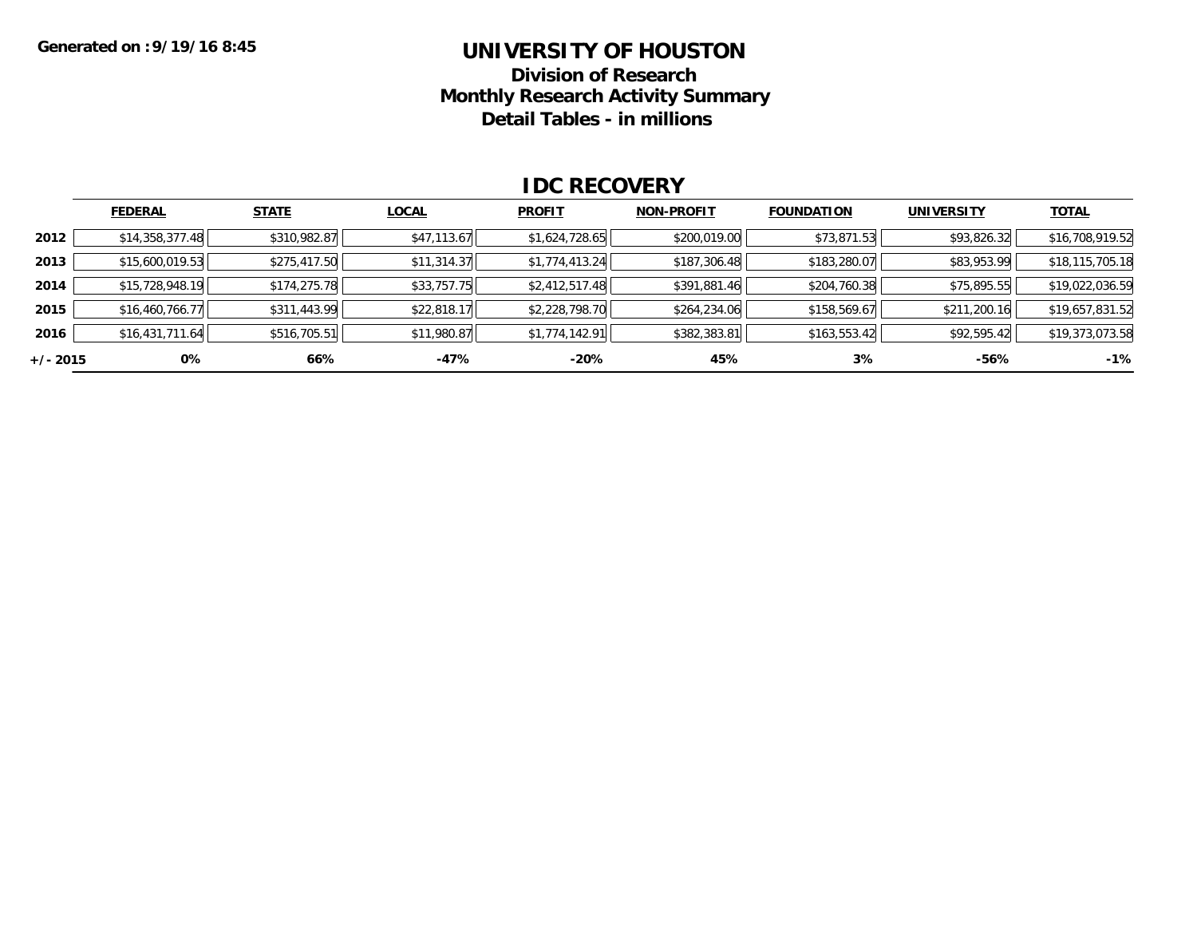**Generated on :9/19/16 8:45**

# UNIVERSITY OF HOUSTON

## Division of Research
## Monthly Research Activity Summary
## Detail Tables - in millions

### IDC RECOVERY

| | FEDERAL | STATE | LOCAL | PROFIT | NON-PROFIT | FOUNDATION | UNIVERSITY | TOTAL |
|---|---|---|---|---|---|---|---|---|
| **2012** | $14,358,377.48 | $310,982.87 | $47,113.67 | $1,624,728.65 | $200,019.00 | $73,871.53 | $93,826.32 | $16,708,919.52 |
| **2013** | $15,600,019.53 | $275,417.50 | $11,314.37 | $1,774,413.24 | $187,306.48 | $183,280.07 | $83,953.99 | $18,115,705.18 |
| **2014** | $15,728,948.19 | $174,275.78 | $33,757.75 | $2,412,517.48 | $391,881.46 | $204,760.38 | $75,895.55 | $19,022,036.59 |
| **2015** | $16,460,766.77 | $311,443.99 | $22,818.17 | $2,228,798.70 | $264,234.06 | $158,569.67 | $211,200.16 | $19,657,831.52 |
| **2016** | $16,431,711.64 | $516,705.51 | $11,980.87 | $1,774,142.91 | $382,383.81 | $163,553.42 | $92,595.42 | $19,373,073.58 |
| **+/- 2015** | **0%** | **66%** | **-47%** | **-20%** | **45%** | **3%** | **-56%** | **-1%** |